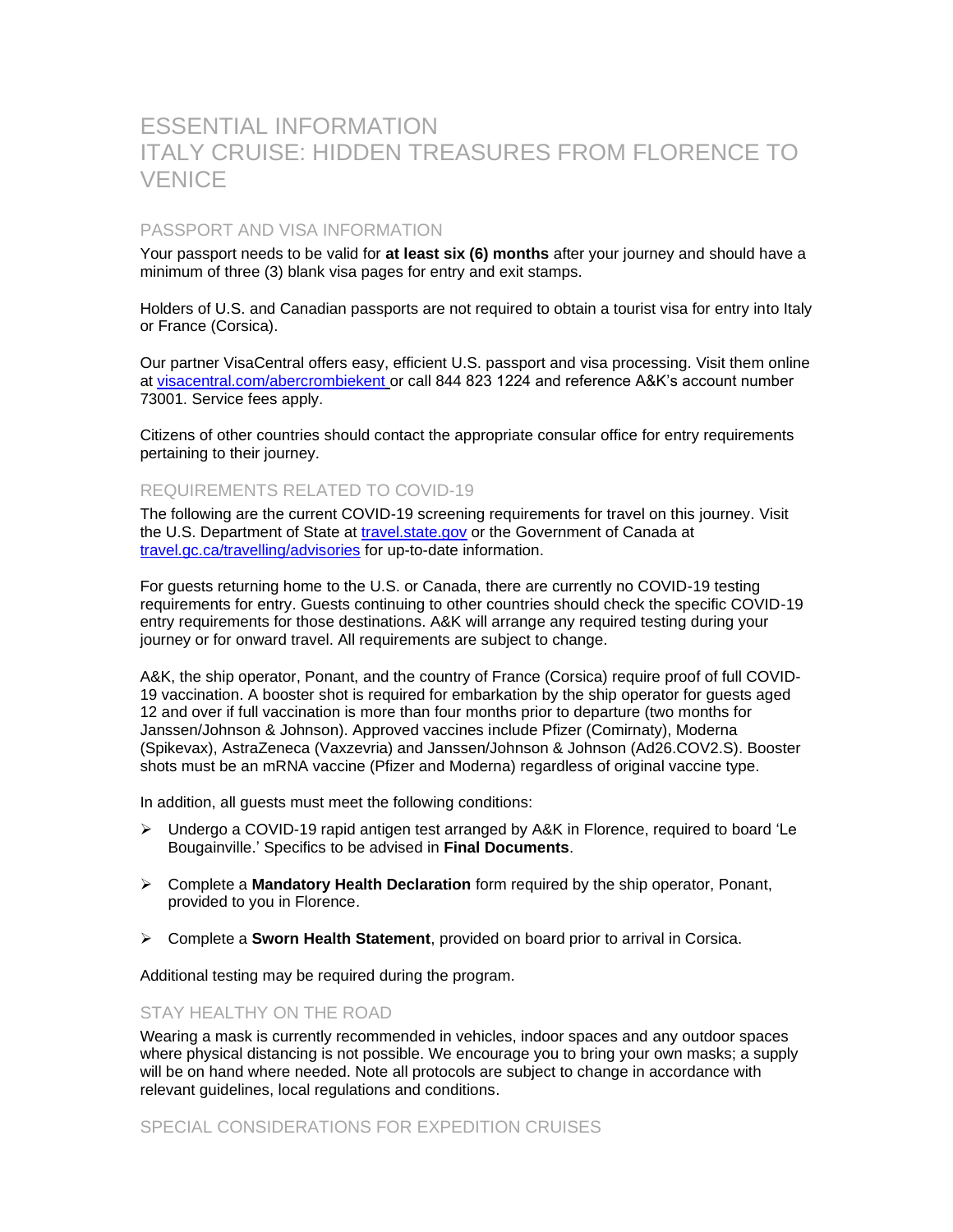# ESSENTIAL INFORMATION
# ITALY CRUISE: HIDDEN TREASURES FROM FLORENCE TO VENICE

## PASSPORT AND VISA INFORMATION

Your passport needs to be valid for **at least six (6) months** after your journey and should have a minimum of three (3) blank visa pages for entry and exit stamps.

Holders of U.S. and Canadian passports are not required to obtain a tourist visa for entry into Italy or France (Corsica).

Our partner VisaCentral offers easy, efficient U.S. passport and visa processing. Visit them online at [visacentral.com/abercrombiekent](visacentral.com/abercrombiekent) or call 844 823 1224 and reference A&K's account number 73001. Service fees apply.

Citizens of other countries should contact the appropriate consular office for entry requirements pertaining to their journey.

## REQUIREMENTS RELATED TO COVID-19

The following are the current COVID-19 screening requirements for travel on this journey. Visit the U.S. Department of State at [travel.state.gov](travel.state.gov) or the Government of Canada at [travel.gc.ca/travelling/advisories](travel.gc.ca/travelling/advisories) for up-to-date information.

For guests returning home to the U.S. or Canada, there are currently no COVID-19 testing requirements for entry. Guests continuing to other countries should check the specific COVID-19 entry requirements for those destinations. A&K will arrange any required testing during your journey or for onward travel. All requirements are subject to change.

A&K, the ship operator, Ponant, and the country of France (Corsica) require proof of full COVID-19 vaccination. A booster shot is required for embarkation by the ship operator for guests aged 12 and over if full vaccination is more than four months prior to departure (two months for Janssen/Johnson & Johnson). Approved vaccines include Pfizer (Comirnaty), Moderna (Spikevax), AstraZeneca (Vaxzevria) and Janssen/Johnson & Johnson (Ad26.COV2.S). Booster shots must be an mRNA vaccine (Pfizer and Moderna) regardless of original vaccine type.

In addition, all guests must meet the following conditions:

- Undergo a COVID-19 rapid antigen test arranged by A&K in Florence, required to board 'Le Bougainville.' Specifics to be advised in **Final Documents**.
- Complete a **Mandatory Health Declaration** form required by the ship operator, Ponant, provided to you in Florence.
- Complete a **Sworn Health Statement**, provided on board prior to arrival in Corsica.

Additional testing may be required during the program.

## STAY HEALTHY ON THE ROAD

Wearing a mask is currently recommended in vehicles, indoor spaces and any outdoor spaces where physical distancing is not possible. We encourage you to bring your own masks; a supply will be on hand where needed. Note all protocols are subject to change in accordance with relevant guidelines, local regulations and conditions.

## SPECIAL CONSIDERATIONS FOR EXPEDITION CRUISES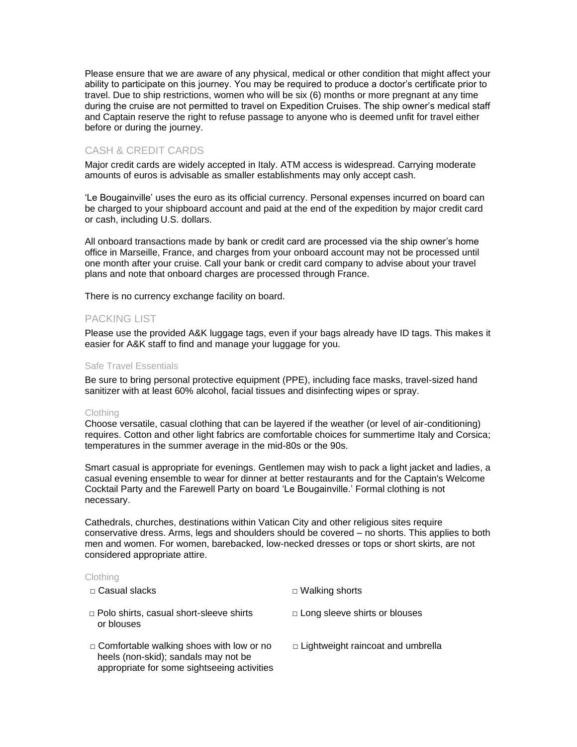Please ensure that we are aware of any physical, medical or other condition that might affect your ability to participate on this journey. You may be required to produce a doctor's certificate prior to travel. Due to ship restrictions, women who will be six (6) months or more pregnant at any time during the cruise are not permitted to travel on Expedition Cruises. The ship owner's medical staff and Captain reserve the right to refuse passage to anyone who is deemed unfit for travel either before or during the journey.

## CASH & CREDIT CARDS

Major credit cards are widely accepted in Italy. ATM access is widespread. Carrying moderate amounts of euros is advisable as smaller establishments may only accept cash.

'Le Bougainville' uses the euro as its official currency. Personal expenses incurred on board can be charged to your shipboard account and paid at the end of the expedition by major credit card or cash, including U.S. dollars.

All onboard transactions made by bank or credit card are processed via the ship owner's home office in Marseille, France, and charges from your onboard account may not be processed until one month after your cruise. Call your bank or credit card company to advise about your travel plans and note that onboard charges are processed through France.

There is no currency exchange facility on board.

## PACKING LIST

Please use the provided A&K luggage tags, even if your bags already have ID tags. This makes it easier for A&K staff to find and manage your luggage for you.

### Safe Travel Essentials

Be sure to bring personal protective equipment (PPE), including face masks, travel-sized hand sanitizer with at least 60% alcohol, facial tissues and disinfecting wipes or spray.

### Clothing

Choose versatile, casual clothing that can be layered if the weather (or level of air-conditioning) requires. Cotton and other light fabrics are comfortable choices for summertime Italy and Corsica; temperatures in the summer average in the mid-80s or the 90s.

Smart casual is appropriate for evenings. Gentlemen may wish to pack a light jacket and ladies, a casual evening ensemble to wear for dinner at better restaurants and for the Captain's Welcome Cocktail Party and the Farewell Party on board 'Le Bougainville.' Formal clothing is not necessary.

Cathedrals, churches, destinations within Vatican City and other religious sites require conservative dress. Arms, legs and shoulders should be covered – no shorts. This applies to both men and women. For women, barebacked, low-necked dresses or tops or short skirts, are not considered appropriate attire.

### Clothing

- □ Casual slacks
- □ Walking shorts
- □ Polo shirts, casual short-sleeve shirts or blouses
- □ Long sleeve shirts or blouses
- □ Comfortable walking shoes with low or no heels (non-skid); sandals may not be appropriate for some sightseeing activities
- □ Lightweight raincoat and umbrella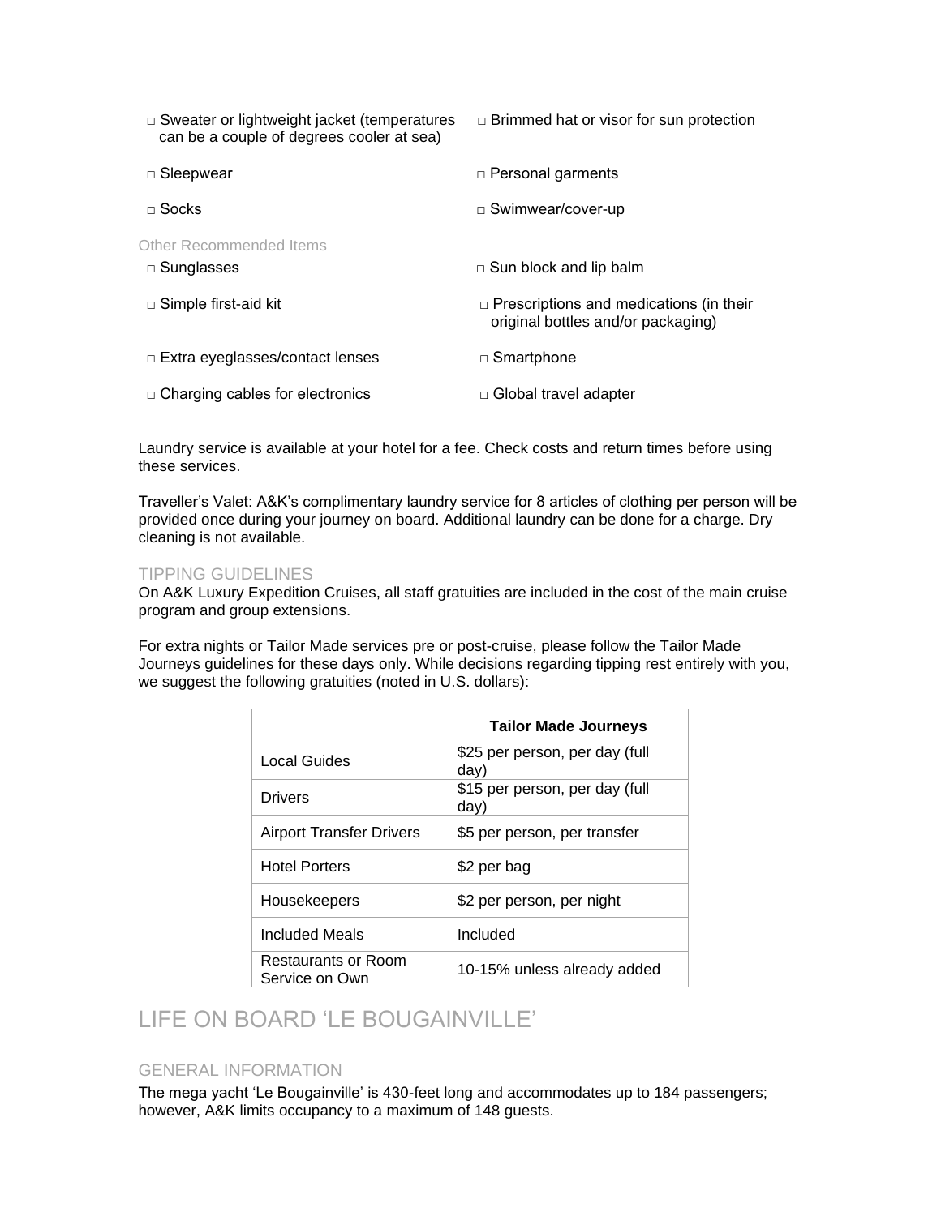- □ Sweater or lightweight jacket (temperatures can be a couple of degrees cooler at sea)
- □ Brimmed hat or visor for sun protection
- □ Sleepwear
- □ Personal garments
- □ Socks
- □ Swimwear/cover-up

### Other Recommended Items

- □ Sunglasses
- □ Sun block and lip balm
- □ Simple first-aid kit
- □ Prescriptions and medications (in their original bottles and/or packaging)
- □ Extra eyeglasses/contact lenses
- □ Smartphone
- □ Charging cables for electronics
- □ Global travel adapter

Laundry service is available at your hotel for a fee. Check costs and return times before using these services.

Traveller's Valet: A&K's complimentary laundry service for 8 articles of clothing per person will be provided once during your journey on board. Additional laundry can be done for a charge. Dry cleaning is not available.

### TIPPING GUIDELINES

On A&K Luxury Expedition Cruises, all staff gratuities are included in the cost of the main cruise program and group extensions.

For extra nights or Tailor Made services pre or post-cruise, please follow the Tailor Made Journeys guidelines for these days only. While decisions regarding tipping rest entirely with you, we suggest the following gratuities (noted in U.S. dollars):

| | Tailor Made Journeys |
|---|---|
| Local Guides | $25 per person, per day (full day) |
| Drivers | $15 per person, per day (full day) |
| Airport Transfer Drivers | $5 per person, per transfer |
| Hotel Porters | $2 per bag |
| Housekeepers | $2 per person, per night |
| Included Meals | Included |
| Restaurants or Room Service on Own | 10-15% unless already added |

## LIFE ON BOARD 'LE BOUGAINVILLE'

### GENERAL INFORMATION

The mega yacht 'Le Bougainville' is 430-feet long and accommodates up to 184 passengers; however, A&K limits occupancy to a maximum of 148 guests.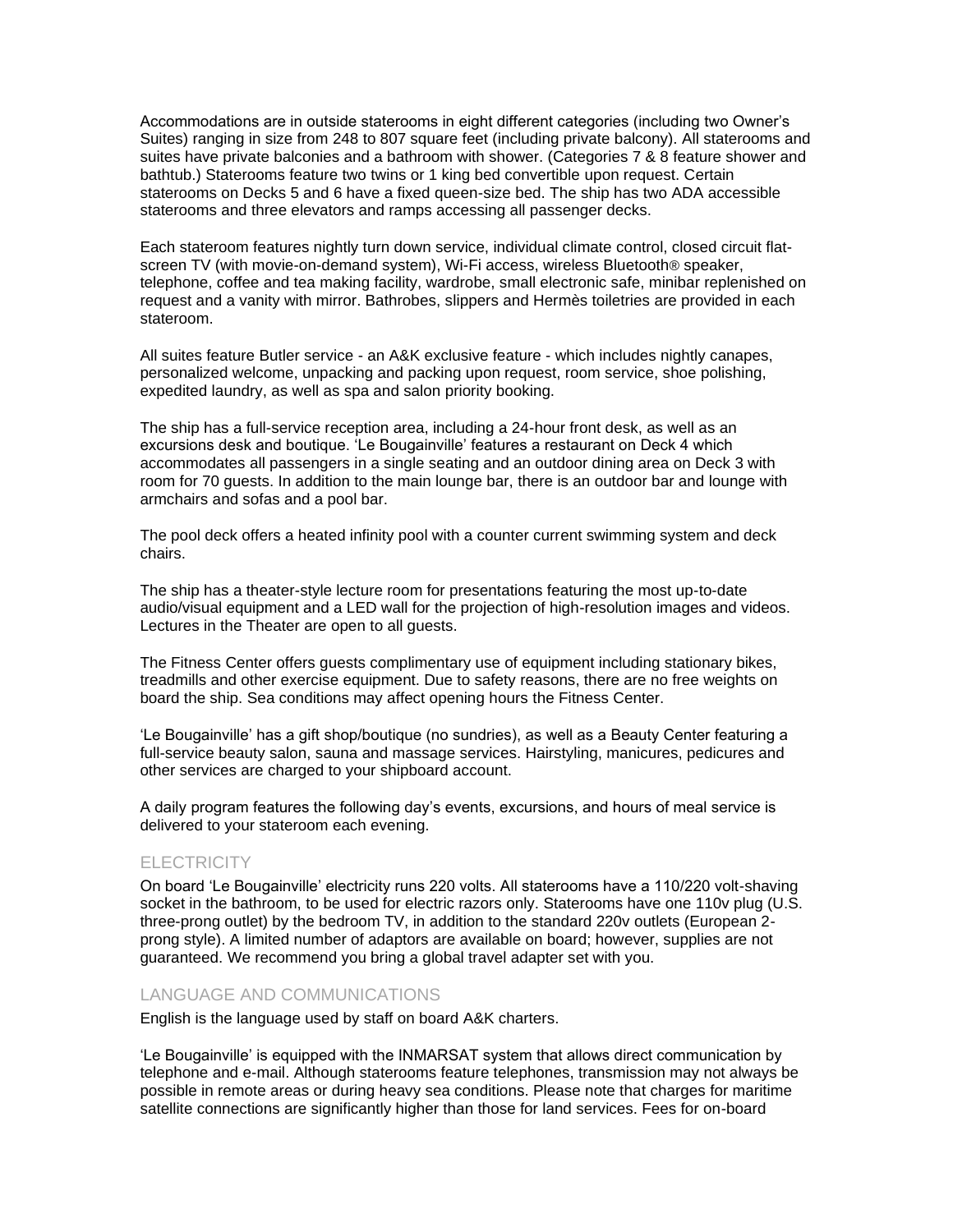Accommodations are in outside staterooms in eight different categories (including two Owner's Suites) ranging in size from 248 to 807 square feet (including private balcony). All staterooms and suites have private balconies and a bathroom with shower. (Categories 7 & 8 feature shower and bathtub.) Staterooms feature two twins or 1 king bed convertible upon request. Certain staterooms on Decks 5 and 6 have a fixed queen-size bed. The ship has two ADA accessible staterooms and three elevators and ramps accessing all passenger decks.

Each stateroom features nightly turn down service, individual climate control, closed circuit flat-screen TV (with movie-on-demand system), Wi-Fi access, wireless Bluetooth® speaker, telephone, coffee and tea making facility, wardrobe, small electronic safe, minibar replenished on request and a vanity with mirror. Bathrobes, slippers and Hermès toiletries are provided in each stateroom.

All suites feature Butler service - an A&K exclusive feature - which includes nightly canapes, personalized welcome, unpacking and packing upon request, room service, shoe polishing, expedited laundry, as well as spa and salon priority booking.

The ship has a full-service reception area, including a 24-hour front desk, as well as an excursions desk and boutique. 'Le Bougainville' features a restaurant on Deck 4 which accommodates all passengers in a single seating and an outdoor dining area on Deck 3 with room for 70 guests. In addition to the main lounge bar, there is an outdoor bar and lounge with armchairs and sofas and a pool bar.

The pool deck offers a heated infinity pool with a counter current swimming system and deck chairs.

The ship has a theater-style lecture room for presentations featuring the most up-to-date audio/visual equipment and a LED wall for the projection of high-resolution images and videos. Lectures in the Theater are open to all guests.

The Fitness Center offers guests complimentary use of equipment including stationary bikes, treadmills and other exercise equipment. Due to safety reasons, there are no free weights on board the ship. Sea conditions may affect opening hours the Fitness Center.

'Le Bougainville' has a gift shop/boutique (no sundries), as well as a Beauty Center featuring a full-service beauty salon, sauna and massage services. Hairstyling, manicures, pedicures and other services are charged to your shipboard account.

A daily program features the following day's events, excursions, and hours of meal service is delivered to your stateroom each evening.

## ELECTRICITY

On board 'Le Bougainville' electricity runs 220 volts. All staterooms have a 110/220 volt-shaving socket in the bathroom, to be used for electric razors only. Staterooms have one 110v plug (U.S. three-prong outlet) by the bedroom TV, in addition to the standard 220v outlets (European 2-prong style). A limited number of adaptors are available on board; however, supplies are not guaranteed. We recommend you bring a global travel adapter set with you.

## LANGUAGE AND COMMUNICATIONS

English is the language used by staff on board A&K charters.

'Le Bougainville' is equipped with the INMARSAT system that allows direct communication by telephone and e-mail. Although staterooms feature telephones, transmission may not always be possible in remote areas or during heavy sea conditions. Please note that charges for maritime satellite connections are significantly higher than those for land services. Fees for on-board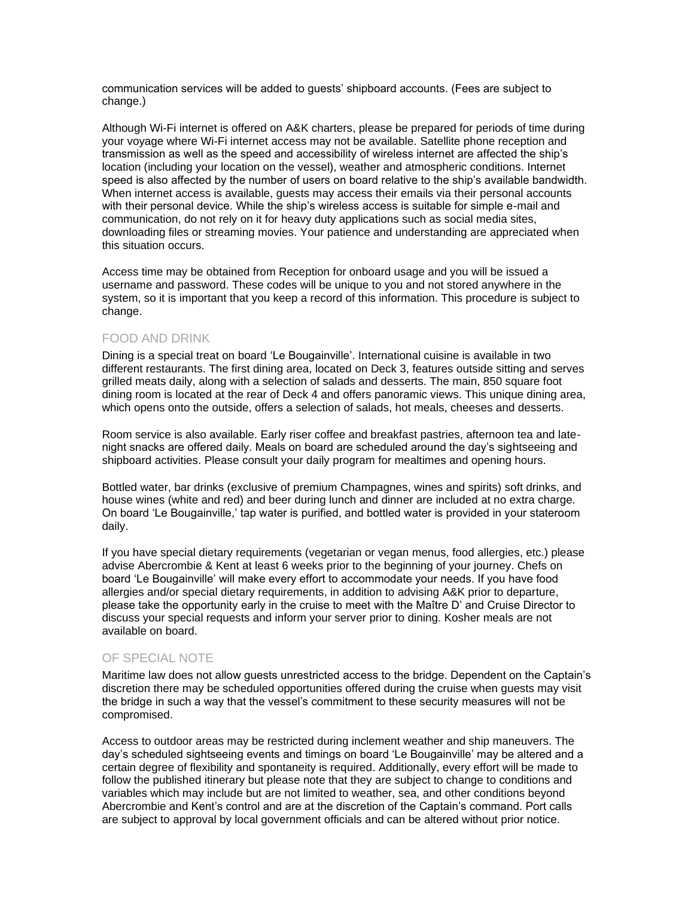communication services will be added to guests' shipboard accounts. (Fees are subject to change.)

Although Wi-Fi internet is offered on A&K charters, please be prepared for periods of time during your voyage where Wi-Fi internet access may not be available. Satellite phone reception and transmission as well as the speed and accessibility of wireless internet are affected the ship's location (including your location on the vessel), weather and atmospheric conditions. Internet speed is also affected by the number of users on board relative to the ship's available bandwidth. When internet access is available, guests may access their emails via their personal accounts with their personal device. While the ship's wireless access is suitable for simple e-mail and communication, do not rely on it for heavy duty applications such as social media sites, downloading files or streaming movies. Your patience and understanding are appreciated when this situation occurs.

Access time may be obtained from Reception for onboard usage and you will be issued a username and password. These codes will be unique to you and not stored anywhere in the system, so it is important that you keep a record of this information. This procedure is subject to change.

## FOOD AND DRINK

Dining is a special treat on board 'Le Bougainville'. International cuisine is available in two different restaurants. The first dining area, located on Deck 3, features outside sitting and serves grilled meats daily, along with a selection of salads and desserts. The main, 850 square foot dining room is located at the rear of Deck 4 and offers panoramic views. This unique dining area, which opens onto the outside, offers a selection of salads, hot meals, cheeses and desserts.

Room service is also available. Early riser coffee and breakfast pastries, afternoon tea and late-night snacks are offered daily. Meals on board are scheduled around the day's sightseeing and shipboard activities. Please consult your daily program for mealtimes and opening hours.

Bottled water, bar drinks (exclusive of premium Champagnes, wines and spirits) soft drinks, and house wines (white and red) and beer during lunch and dinner are included at no extra charge. On board 'Le Bougainville,' tap water is purified, and bottled water is provided in your stateroom daily.

If you have special dietary requirements (vegetarian or vegan menus, food allergies, etc.) please advise Abercrombie & Kent at least 6 weeks prior to the beginning of your journey. Chefs on board 'Le Bougainville' will make every effort to accommodate your needs. If you have food allergies and/or special dietary requirements, in addition to advising A&K prior to departure, please take the opportunity early in the cruise to meet with the Maître D' and Cruise Director to discuss your special requests and inform your server prior to dining. Kosher meals are not available on board.

## OF SPECIAL NOTE

Maritime law does not allow guests unrestricted access to the bridge. Dependent on the Captain's discretion there may be scheduled opportunities offered during the cruise when guests may visit the bridge in such a way that the vessel's commitment to these security measures will not be compromised.

Access to outdoor areas may be restricted during inclement weather and ship maneuvers. The day's scheduled sightseeing events and timings on board 'Le Bougainville' may be altered and a certain degree of flexibility and spontaneity is required. Additionally, every effort will be made to follow the published itinerary but please note that they are subject to change to conditions and variables which may include but are not limited to weather, sea, and other conditions beyond Abercrombie and Kent's control and are at the discretion of the Captain's command. Port calls are subject to approval by local government officials and can be altered without prior notice.